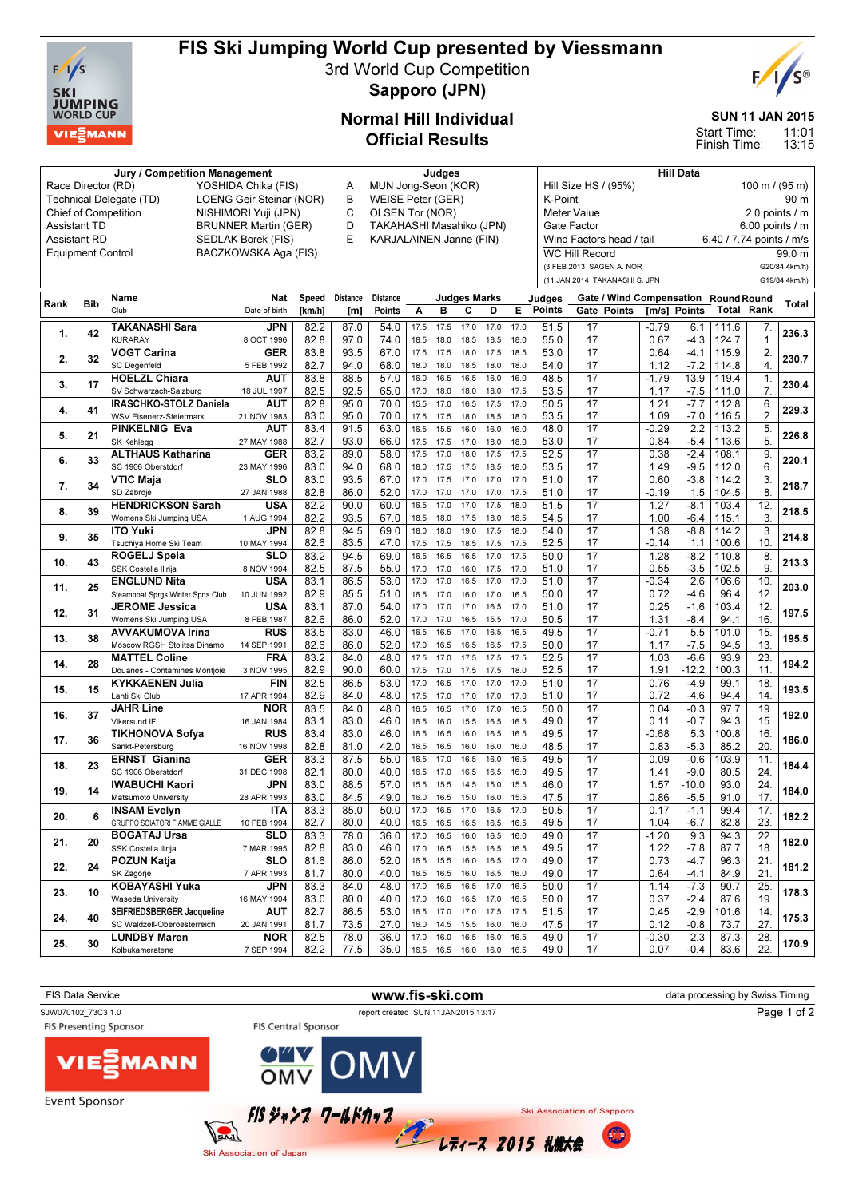# FIS Ski Jumping World Cup presented by Viessmann

3rd World Cup Competition

**Sapporo (JPN)**

## Normal Hill Individual
## Official Results

**SUN 11 JAN 2015**

Start Time: 11:01
Finish Time: 13:15

| Jury / Competition Management | | Judges | | Hill Data | |
|---|---|---|---|---|---|
| Race Director (RD) | YOSHIDA Chika (FIS) | A | MUN Jong-Seon (KOR) | Hill Size HS / (95%) | 100 m / (95 m) |
| Technical Delegate (TD) | LOENG Geir Steinar (NOR) | B | WEISE Peter (GER) | K-Point | 90 m |
| Chief of Competition | NISHIMORI Yuji (JPN) | C | OLSEN Tor (NOR) | Meter Value | 2.0 points / m |
| Assistant TD | BRUNNER Martin (GER) | D | TAKAHASHI Masahiko (JPN) | Gate Factor | 6.00 points / m |
| Assistant RD | SEDLAK Borek (FIS) | E | KARJALAINEN Janne (FIN) | Wind Factors head / tail | 6.40 / 7.74 points / m/s |
| Equipment Control | BACZKOWSKA Aga (FIS) | | | WC Hill Record | 99.0 m |
| | | | | (3 FEB 2013 SAGEN A. NOR | G20/84.4km/h) |
| | | | | (11 JAN 2014 TAKANASHI S. JPN | G19/84.4km/h) |

| Rank | Bib | Name / Club | Nat / Date of birth | Speed [km/h] | Distance [m] | Distance Points | A | B | C | D | E | Judges Points | Gate | Gate Points | Wind [m/s] | Wind Points | Round Total | Round Rank | Total |
|---|---|---|---|---|---|---|---|---|---|---|---|---|---|---|---|---|---|---|---|
| 1. | 42 | TAKANASHI Sara | JPN | 82.2 | 87.0 | 54.0 | 17.5 | 17.5 | 17.0 | 17.0 | 17.0 | 51.5 | 17 | | -0.79 | 6.1 | 111.6 | 7. | 236.3 |
| | | KURARAY | 8 OCT 1996 | 82.8 | 97.0 | 74.0 | 18.5 | 18.0 | 18.5 | 18.5 | 18.0 | 55.0 | 17 | | 0.67 | -4.3 | 124.7 | 1. | |
| 2. | 32 | VOGT Carina | GER | 83.8 | 93.5 | 67.0 | 17.5 | 17.5 | 18.0 | 17.5 | 18.5 | 53.0 | 17 | | 0.64 | -4.1 | 115.9 | 2. | 230.7 |
| | | SC Degenfeld | 5 FEB 1992 | 82.7 | 94.0 | 68.0 | 18.0 | 18.0 | 18.5 | 18.0 | 18.0 | 54.0 | 17 | | 1.12 | -7.2 | 114.8 | 4. | |
| 3. | 17 | HOELZL Chiara | AUT | 83.8 | 88.5 | 57.0 | 16.0 | 16.5 | 16.5 | 16.0 | 16.0 | 48.5 | 17 | | -1.79 | 13.9 | 119.4 | 1. | 230.4 |
| | | SV Schwarzach-Salzburg | 18 JUL 1997 | 82.5 | 92.5 | 65.0 | 17.0 | 18.0 | 18.0 | 18.0 | 17.5 | 53.5 | 17 | | 1.17 | -7.5 | 111.0 | 7. | |
| 4. | 41 | IRASCHKO-STOLZ Daniela | AUT | 82.8 | 95.0 | 70.0 | 15.5 | 17.0 | 16.5 | 17.5 | 17.0 | 50.5 | 17 | | 1.21 | -7.7 | 112.8 | 6. | 229.3 |
| | | WSV Eisenerz-Steiermark | 21 NOV 1983 | 83.0 | 95.0 | 70.0 | 17.5 | 17.5 | 18.0 | 18.5 | 18.0 | 53.5 | 17 | | 1.09 | -7.0 | 116.5 | 2. | |
| 5. | 21 | PINKELNIG Eva | AUT | 83.4 | 91.5 | 63.0 | 16.5 | 15.5 | 16.0 | 16.0 | 16.0 | 48.0 | 17 | | -0.29 | 2.2 | 113.2 | 5. | 226.8 |
| | | SK Kehlegg | 27 MAY 1988 | 82.7 | 93.0 | 66.0 | 17.5 | 17.5 | 17.0 | 18.0 | 18.0 | 53.0 | 17 | | 0.84 | -5.4 | 113.6 | 5. | |
| 6. | 33 | ALTHAUS Katharina | GER | 83.2 | 89.0 | 58.0 | 17.5 | 17.0 | 18.0 | 17.5 | 17.5 | 52.5 | 17 | | 0.38 | -2.4 | 108.1 | 9. | 220.1 |
| | | SC 1906 Oberstdorf | 23 MAY 1996 | 83.0 | 94.0 | 68.0 | 18.0 | 17.5 | 17.5 | 18.5 | 18.0 | 53.5 | 17 | | 1.49 | -9.5 | 112.0 | 6. | |
| 7. | 34 | VTIC Maja | SLO | 83.0 | 93.5 | 67.0 | 17.0 | 17.5 | 17.0 | 17.0 | 17.0 | 51.0 | 17 | | 0.60 | -3.8 | 114.2 | 3. | 218.7 |
| | | SD Zabrdje | 27 JAN 1988 | 82.8 | 86.0 | 52.0 | 17.0 | 17.0 | 17.0 | 17.0 | 17.5 | 51.0 | 17 | | -0.19 | 1.5 | 104.5 | 8. | |
| 8. | 39 | HENDRICKSON Sarah | USA | 82.2 | 90.0 | 60.0 | 16.5 | 17.0 | 17.0 | 17.5 | 18.0 | 51.5 | 17 | | 1.27 | -8.1 | 103.4 | 12. | 218.5 |
| | | Womens Ski Jumping USA | 1 AUG 1994 | 82.2 | 93.5 | 67.0 | 18.5 | 18.0 | 17.5 | 18.0 | 18.5 | 54.5 | 17 | | 1.00 | -6.4 | 115.1 | 3. | |
| 9. | 35 | ITO Yuki | JPN | 82.8 | 94.5 | 69.0 | 18.0 | 18.0 | 19.0 | 17.5 | 18.0 | 54.0 | 17 | | 1.38 | -8.8 | 114.2 | 3. | 214.8 |
| | | Tsuchiya Home Ski Team | 10 MAY 1994 | 82.6 | 83.5 | 47.0 | 17.5 | 17.5 | 18.5 | 17.5 | 17.5 | 52.5 | 17 | | -0.14 | 1.1 | 100.6 | 10. | |
| 10. | 43 | ROGELJ Spela | SLO | 83.2 | 94.5 | 69.0 | 16.5 | 16.5 | 16.5 | 17.0 | 17.5 | 50.0 | 17 | | 1.28 | -8.2 | 110.8 | 8. | 213.3 |
| | | SSK Costella Ilirija | 8 NOV 1994 | 82.5 | 87.5 | 55.0 | 17.0 | 17.0 | 16.0 | 17.0 | 17.0 | 51.0 | 17 | | 0.55 | -3.5 | 102.5 | 9. | |
| 11. | 25 | ENGLUND Nita | USA | 83.1 | 86.5 | 53.0 | 17.0 | 17.0 | 16.5 | 17.0 | 17.0 | 51.0 | 17 | | -0.34 | 2.6 | 106.6 | 10. | 203.0 |
| | | Steamboat Sprgs Winter Sprts Club | 10 JUN 1992 | 82.9 | 85.5 | 51.0 | 16.5 | 17.0 | 16.0 | 17.0 | 16.5 | 50.0 | 17 | | 0.72 | -4.6 | 96.4 | 12. | |
| 12. | 31 | JEROME Jessica | USA | 83.1 | 87.0 | 54.0 | 17.0 | 17.0 | 17.0 | 16.5 | 17.0 | 51.0 | 17 | | 0.25 | -1.6 | 103.4 | 12. | 197.5 |
| | | Womens Ski Jumping USA | 8 FEB 1987 | 82.6 | 86.0 | 52.0 | 17.0 | 17.0 | 16.5 | 15.5 | 17.0 | 50.5 | 17 | | 1.31 | -8.4 | 94.1 | 16. | |
| 13. | 38 | AVVAKUMOVA Irina | RUS | 83.5 | 83.0 | 46.0 | 16.5 | 16.5 | 17.0 | 16.5 | 16.5 | 49.5 | 17 | | -0.71 | 5.5 | 101.0 | 15. | 195.5 |
| | | Moscow RGSH Stolitsa Dinamo | 14 SEP 1991 | 82.6 | 86.0 | 52.0 | 17.0 | 16.5 | 16.5 | 16.5 | 17.5 | 50.0 | 17 | | 1.17 | -7.5 | 94.5 | 13. | |
| 14. | 28 | MATTEL Coline | FRA | 83.2 | 84.0 | 48.0 | 17.5 | 17.0 | 17.5 | 17.5 | 17.5 | 52.5 | 17 | | 1.03 | -6.6 | 93.9 | 23. | 194.2 |
| | | Douanes - Contamines Montjoie | 3 NOV 1995 | 82.9 | 90.0 | 60.0 | 17.5 | 17.0 | 17.5 | 17.5 | 18.0 | 52.5 | 17 | | 1.91 | -12.2 | 100.3 | 11. | |
| 15. | 15 | KYKKAENEN Julia | FIN | 82.5 | 86.5 | 53.0 | 17.0 | 16.5 | 17.0 | 17.0 | 17.0 | 51.0 | 17 | | 0.76 | -4.9 | 99.1 | 18. | 193.5 |
| | | Lahti Ski Club | 17 APR 1994 | 82.9 | 84.0 | 48.0 | 17.5 | 17.0 | 17.0 | 17.0 | 17.0 | 51.0 | 17 | | 0.72 | -4.6 | 94.4 | 14. | |
| 16. | 37 | JAHR Line | NOR | 83.5 | 84.0 | 48.0 | 16.5 | 16.5 | 17.0 | 17.0 | 16.5 | 50.0 | 17 | | 0.04 | -0.3 | 97.7 | 19. | 192.0 |
| | | Vikersund IF | 16 JAN 1984 | 83.1 | 83.0 | 46.0 | 16.5 | 16.0 | 16.5 | 16.5 | 16.5 | 49.0 | 17 | | 0.11 | -0.7 | 94.3 | 15. | |
| 17. | 36 | TIKHONOVA Sofya | RUS | 83.4 | 83.0 | 46.0 | 16.5 | 16.5 | 16.0 | 16.5 | 16.5 | 49.5 | 17 | | -0.68 | 5.3 | 100.8 | 16. | 186.0 |
| | | Sankt-Petersburg | 16 NOV 1998 | 82.8 | 81.0 | 42.0 | 16.5 | 16.5 | 16.0 | 16.0 | 16.0 | 48.5 | 17 | | 0.83 | -5.3 | 85.2 | 20. | |
| 18. | 23 | ERNST Gianina | GER | 83.3 | 87.5 | 55.0 | 16.5 | 17.0 | 16.5 | 16.0 | 16.5 | 49.5 | 17 | | 0.09 | -0.6 | 103.9 | 11. | 184.4 |
| | | SC 1906 Oberstdorf | 31 DEC 1998 | 82.1 | 80.0 | 40.0 | 16.5 | 17.0 | 16.5 | 16.5 | 16.0 | 49.5 | 17 | | 1.41 | -9.0 | 80.5 | 24. | |
| 19. | 14 | IWAHASHI Kaori | JPN | 83.0 | 88.5 | 57.0 | 15.5 | 15.5 | 14.5 | 15.0 | 15.5 | 46.0 | 17 | | 1.57 | -10.0 | 93.0 | 24. | 184.0 |
| | | Matsumoto University | 28 APR 1993 | 83.0 | 84.5 | 49.0 | 16.0 | 16.5 | 15.0 | 16.0 | 15.5 | 47.5 | 17 | | 0.86 | -5.5 | 91.0 | 17. | |
| 20. | 6 | INSAM Evelyn | ITA | 83.3 | 85.0 | 50.0 | 17.0 | 16.5 | 17.0 | 16.5 | 17.0 | 50.5 | 17 | | 0.17 | -1.1 | 99.4 | 17. | 182.2 |
| | | GRUPPO SCIATORI FIAMME GIALLE | 10 FEB 1994 | 82.7 | 80.0 | 40.0 | 16.5 | 16.5 | 16.5 | 16.5 | 16.5 | 49.5 | 17 | | 1.04 | -6.7 | 82.8 | 23. | |
| 21. | 20 | BOGATAJ Ursa | SLO | 83.3 | 78.0 | 36.0 | 17.0 | 16.5 | 16.0 | 16.5 | 16.0 | 49.0 | 17 | | -1.20 | 9.3 | 94.3 | 22. | 182.0 |
| | | SSK Costella ilirija | 7 MAR 1995 | 82.8 | 83.0 | 46.0 | 17.0 | 16.5 | 15.5 | 16.5 | 16.5 | 49.5 | 17 | | 1.22 | -7.8 | 87.7 | 18. | |
| 22. | 24 | POZUN Katja | SLO | 81.6 | 86.0 | 52.0 | 16.5 | 15.5 | 16.0 | 16.5 | 17.0 | 49.0 | 17 | | 0.73 | -4.7 | 96.3 | 21. | 181.2 |
| | | SK Zagorje | 7 APR 1993 | 81.7 | 80.0 | 40.0 | 16.5 | 16.5 | 16.5 | 16.0 | 16.0 | 49.0 | 17 | | 0.64 | -4.1 | 84.9 | 21. | |
| 23. | 10 | KOBAYASHI Yuka | JPN | 83.3 | 84.0 | 48.0 | 17.0 | 16.5 | 16.5 | 17.0 | 16.5 | 50.0 | 17 | | 1.14 | -7.3 | 90.7 | 25. | 178.3 |
| | | Waseda University | 16 MAY 1994 | 83.0 | 80.0 | 40.0 | 17.0 | 16.0 | 16.5 | 17.0 | 16.5 | 50.0 | 17 | | 0.37 | -2.4 | 87.6 | 19. | |
| 24. | 40 | SEIFRIEDSBERGER Jacqueline | AUT | 82.7 | 86.5 | 53.0 | 16.5 | 17.0 | 17.0 | 17.5 | 17.5 | 51.5 | 17 | | 0.45 | -2.9 | 101.6 | 14. | 175.3 |
| | | SC Waldzell-Oberoesterreich | 20 JAN 1991 | 81.7 | 73.5 | 27.0 | 16.0 | 14.5 | 15.5 | 16.0 | 16.0 | 47.5 | 17 | | 0.12 | -0.8 | 73.7 | 27. | |
| 25. | 30 | LUNDBY Maren | NOR | 82.5 | 78.0 | 36.0 | 17.0 | 16.0 | 16.5 | 16.0 | 16.5 | 49.0 | 17 | | -0.30 | 2.3 | 87.3 | 28. | 170.9 |
| | | Kolbukameratene | 7 SEP 1994 | 82.2 | 77.5 | 35.0 | 16.5 | 16.5 | 16.0 | 16.0 | 16.5 | 49.0 | 17 | | 0.07 | -0.4 | 83.6 | 22. | |

FIS Data Service www.fis-ski.com data processing by Swiss Timing

SJW070102_73C3 1.0 report created SUN 11JAN2015 13:17

FIS Presenting Sponsor: VIESSMANN

FIS Central Sponsor: OMV

Event Sponsor

FIS ジャンプ ワールドカップ レディース 2015 札幌大会

Ski Association of Sapporo

Ski Association of Japan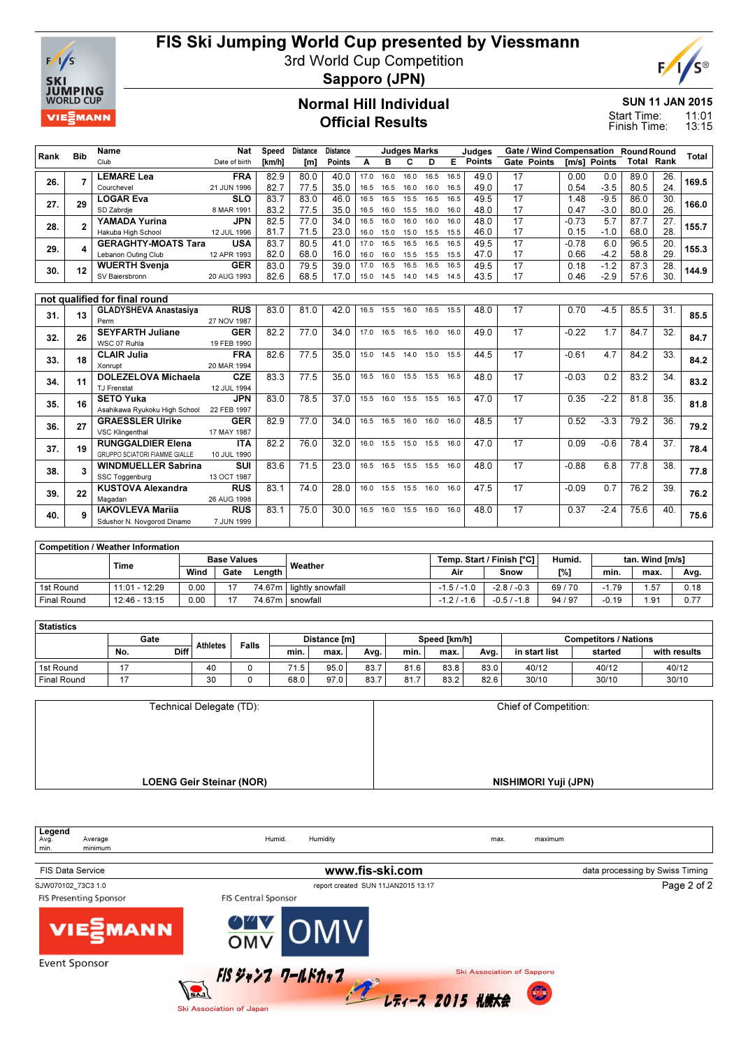# FIS Ski Jumping World Cup presented by Viessmann

3rd World Cup Competition

**Sapporo (JPN)**

## Normal Hill Individual
## Official Results

**SUN 11 JAN 2015**

Start Time: 11:01
Finish Time: 13:15

| Rank | Bib | Name / Club | Nat / Date of birth | Speed [km/h] | Distance [m] | Distance Points | A | B | C | D | E | Judges Points | Gate | Gate Points | Wind [m/s] | Wind Points | Round Total | Round Rank | Total |
|---|---|---|---|---|---|---|---|---|---|---|---|---|---|---|---|---|---|---|---|
| 26. | 7 | LEMARE Lea / Courchevel | FRA / 21 JUN 1996 | 82.9 / 82.7 | 80.0 / 77.5 | 40.0 / 35.0 | 17.0 / 16.5 | 16.0 / 16.5 | 16.0 / 16.0 | 16.5 / 16.0 | 16.5 / 16.5 | 49.0 / 49.0 | 17 / 17 | | 0.00 / 0.54 | 0.0 / -3.5 | 89.0 / 80.5 | 26. / 24. | 169.5 |
| 27. | 29 | LOGAR Eva / SD Zabrdje | SLO / 8 MAR 1991 | 83.7 / 83.2 | 83.0 / 77.5 | 46.0 / 35.0 | 16.5 / 16.5 | 16.5 / 16.0 | 15.5 / 15.5 | 16.5 / 16.0 | 16.5 / 16.0 | 49.5 / 48.0 | 17 / 17 | | 1.48 / 0.47 | -9.5 / -3.0 | 86.0 / 80.0 | 30. / 26. | 166.0 |
| 28. | 2 | YAMADA Yurina / Hakuba High School | JPN / 12 JUL 1996 | 82.5 / 81.7 | 77.0 / 71.5 | 34.0 / 23.0 | 16.5 / 16.0 | 16.0 / 15.0 | 16.0 / 15.0 | 16.0 / 15.5 | 16.0 / 15.5 | 48.0 / 46.0 | 17 / 17 | | -0.73 / 0.15 | 5.7 / -1.0 | 87.7 / 68.0 | 27. / 28. | 155.7 |
| 29. | 4 | GERAGHTY-MOATS Tara / Lebanon Outing Club | USA / 12 APR 1993 | 83.7 / 82.0 | 80.5 / 68.0 | 41.0 / 16.0 | 17.0 / 16.0 | 16.5 / 16.0 | 16.5 / 15.5 | 16.5 / 15.5 | 16.5 / 15.5 | 49.5 / 47.0 | 17 / 17 | | -0.78 / 0.66 | 6.0 / -4.2 | 96.5 / 58.8 | 20. / 29. | 155.3 |
| 30. | 12 | WUERTH Svenja / SV Baiersbronn | GER / 20 AUG 1993 | 83.0 / 82.6 | 79.5 / 68.5 | 39.0 / 17.0 | 17.0 / 15.0 | 16.5 / 14.5 | 16.5 / 14.0 | 16.5 / 14.5 | 16.5 / 14.5 | 49.5 / 43.5 | 17 / 17 | | 0.18 / 0.46 | -1.2 / -2.9 | 87.3 / 57.6 | 28. / 30. | 144.9 |

**not qualified for final round**

| Rank | Bib | Name / Club | Nat / Date of birth | Speed [km/h] | Distance [m] | Distance Points | A | B | C | D | E | Judges Points | Gate | Gate Points | Wind [m/s] | Wind Points | Round Total | Round Rank | Total |
|---|---|---|---|---|---|---|---|---|---|---|---|---|---|---|---|---|---|---|---|
| 31. | 13 | GLADYSHEVA Anastasiya / Perm | RUS / 27 NOV 1987 | 83.0 | 81.0 | 42.0 | 16.5 | 15.5 | 16.0 | 16.5 | 15.5 | 48.0 | 17 | | 0.70 | -4.5 | 85.5 | 31. | 85.5 |
| 32. | 26 | SEYFARTH Juliane / WSC 07 Ruhla | GER / 19 FEB 1990 | 82.2 | 77.0 | 34.0 | 17.0 | 16.5 | 16.5 | 16.0 | 16.0 | 49.0 | 17 | | -0.22 | 1.7 | 84.7 | 32. | 84.7 |
| 33. | 18 | CLAIR Julia / Xonrupt | FRA / 20 MAR 1994 | 82.6 | 77.5 | 35.0 | 15.0 | 14.5 | 14.0 | 15.0 | 15.5 | 44.5 | 17 | | -0.61 | 4.7 | 84.2 | 33. | 84.2 |
| 34. | 11 | DOLEZELOVA Michaela / TJ Frenstat | CZE / 12 JUL 1994 | 83.3 | 77.5 | 35.0 | 16.5 | 16.0 | 15.5 | 15.5 | 16.5 | 48.0 | 17 | | -0.03 | 0.2 | 83.2 | 34. | 83.2 |
| 35. | 16 | SETO Yuka / Asahikawa Ryukoku High School | JPN / 22 FEB 1997 | 83.0 | 78.5 | 37.0 | 15.5 | 16.0 | 15.5 | 15.5 | 16.5 | 47.0 | 17 | | 0.35 | -2.2 | 81.8 | 35. | 81.8 |
| 36. | 27 | GRAESSLER Ulrike / VSC Klingenthal | GER / 17 MAY 1987 | 82.9 | 77.0 | 34.0 | 16.5 | 16.5 | 16.0 | 16.0 | 16.0 | 48.5 | 17 | | 0.52 | -3.3 | 79.2 | 36. | 79.2 |
| 37. | 19 | RUNGGALDIER Elena / GRUPPO SCIATORI FIAMME GIALLE | ITA / 10 JUL 1990 | 82.2 | 76.0 | 32.0 | 16.0 | 15.5 | 15.0 | 15.5 | 16.0 | 47.0 | 17 | | 0.09 | -0.6 | 78.4 | 37. | 78.4 |
| 38. | 3 | WINDMUELLER Sabrina / SSC Toggenburg | SUI / 13 OCT 1987 | 83.6 | 71.5 | 23.0 | 16.5 | 16.5 | 15.5 | 15.5 | 16.0 | 48.0 | 17 | | -0.88 | 6.8 | 77.8 | 38. | 77.8 |
| 39. | 22 | KUSTOVA Alexandra / Magadan | RUS / 26 AUG 1998 | 83.1 | 74.0 | 28.0 | 16.0 | 15.5 | 15.5 | 16.0 | 16.0 | 47.5 | 17 | | -0.09 | 0.7 | 76.2 | 39. | 76.2 |
| 40. | 9 | IAKOVLEVA Mariia / Sdushor N. Novgorod Dinamo | RUS / 7 JUN 1999 | 83.1 | 75.0 | 30.0 | 16.5 | 16.0 | 15.5 | 16.0 | 16.0 | 48.0 | 17 | | 0.37 | -2.4 | 75.6 | 40. | 75.6 |

### Competition / Weather Information

| | Time | Base Values Wind | Gate | Length | Weather | Temp. Start / Finish [°C] Air | Snow | Humid. [%] | tan. Wind [m/s] min. | max. | Avg. |
|---|---|---|---|---|---|---|---|---|---|---|---|
| 1st Round | 11:01 - 12:29 | 0.00 | 17 | 74.67m | lightly snowfall | -1.5 / -1.0 | -2.8 / -0.3 | 69 / 70 | -1.79 | 1.57 | 0.18 |
| Final Round | 12:46 - 13:15 | 0.00 | 17 | 74.67m | snowfall | -1.2 / -1.6 | -0.5 / -1.8 | 94 / 97 | -0.19 | 1.91 | 0.77 |

### Statistics

| | Gate No. | Diff | Athletes | Falls | Distance [m] min. | max. | Avg. | Speed [km/h] min. | max. | Avg. | Competitors / Nations in start list | started | with results |
|---|---|---|---|---|---|---|---|---|---|---|---|---|---|
| 1st Round | 17 | | 40 | 0 | 71.5 | 95.0 | 83.7 | 81.6 | 83.8 | 83.0 | 40/12 | 40/12 | 40/12 |
| Final Round | 17 | | 30 | 0 | 68.0 | 97.0 | 83.7 | 81.7 | 83.2 | 82.6 | 30/10 | 30/10 | 30/10 |

| Technical Delegate (TD): | Chief of Competition: |
|---|---|
| **LOENG Geir Steinar (NOR)** | **NISHIMORI Yuji (JPN)** |

**Legend**
Avg. Average
min. minimum
Humid. Humidity
max. maximum

FIS Data Service — www.fis-ski.com — data processing by Swiss Timing

SJW070102_73C3 1.0 — report created SUN 11JAN2015 13:17

FIS Presenting Sponsor: VIESSMANN
FIS Central Sponsor: OMV
Event Sponsor

FIS ジャンプ ワールドカップ レディース 2015 札幌大会

Ski Association of Sapporo

Ski Association of Japan